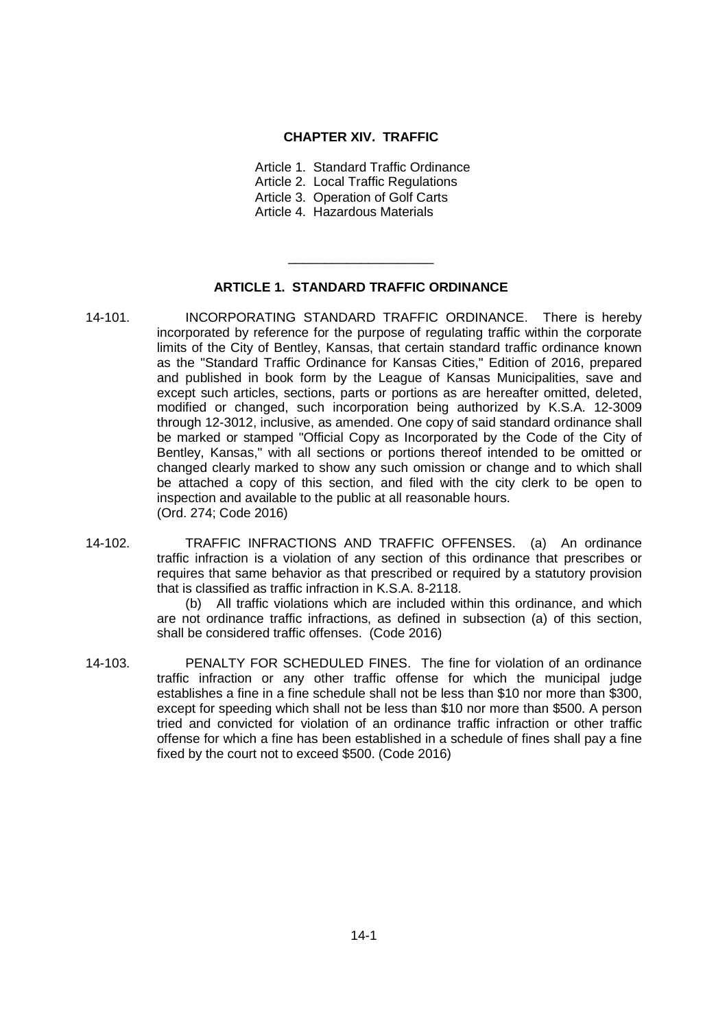# CHAPTER XIV. TRAFFIC

Article 1. Standard Traffic Ordinance
Article 2. Local Traffic Regulations
Article 3. Operation of Golf Carts
Article 4. Hazardous Materials

---

## ARTICLE 1. STANDARD TRAFFIC ORDINANCE

14-101. INCORPORATING STANDARD TRAFFIC ORDINANCE. There is hereby incorporated by reference for the purpose of regulating traffic within the corporate limits of the City of Bentley, Kansas, that certain standard traffic ordinance known as the "Standard Traffic Ordinance for Kansas Cities," Edition of 2016, prepared and published in book form by the League of Kansas Municipalities, save and except such articles, sections, parts or portions as are hereafter omitted, deleted, modified or changed, such incorporation being authorized by K.S.A. 12-3009 through 12-3012, inclusive, as amended. One copy of said standard ordinance shall be marked or stamped "Official Copy as Incorporated by the Code of the City of Bentley, Kansas," with all sections or portions thereof intended to be omitted or changed clearly marked to show any such omission or change and to which shall be attached a copy of this section, and filed with the city clerk to be open to inspection and available to the public at all reasonable hours.
(Ord. 274; Code 2016)

14-102. TRAFFIC INFRACTIONS AND TRAFFIC OFFENSES. (a) An ordinance traffic infraction is a violation of any section of this ordinance that prescribes or requires that same behavior as that prescribed or required by a statutory provision that is classified as traffic infraction in K.S.A. 8-2118.

(b) All traffic violations which are included within this ordinance, and which are not ordinance traffic infractions, as defined in subsection (a) of this section, shall be considered traffic offenses. (Code 2016)

14-103. PENALTY FOR SCHEDULED FINES. The fine for violation of an ordinance traffic infraction or any other traffic offense for which the municipal judge establishes a fine in a fine schedule shall not be less than \$10 nor more than \$300, except for speeding which shall not be less than \$10 nor more than \$500. A person tried and convicted for violation of an ordinance traffic infraction or other traffic offense for which a fine has been established in a schedule of fines shall pay a fine fixed by the court not to exceed \$500. (Code 2016)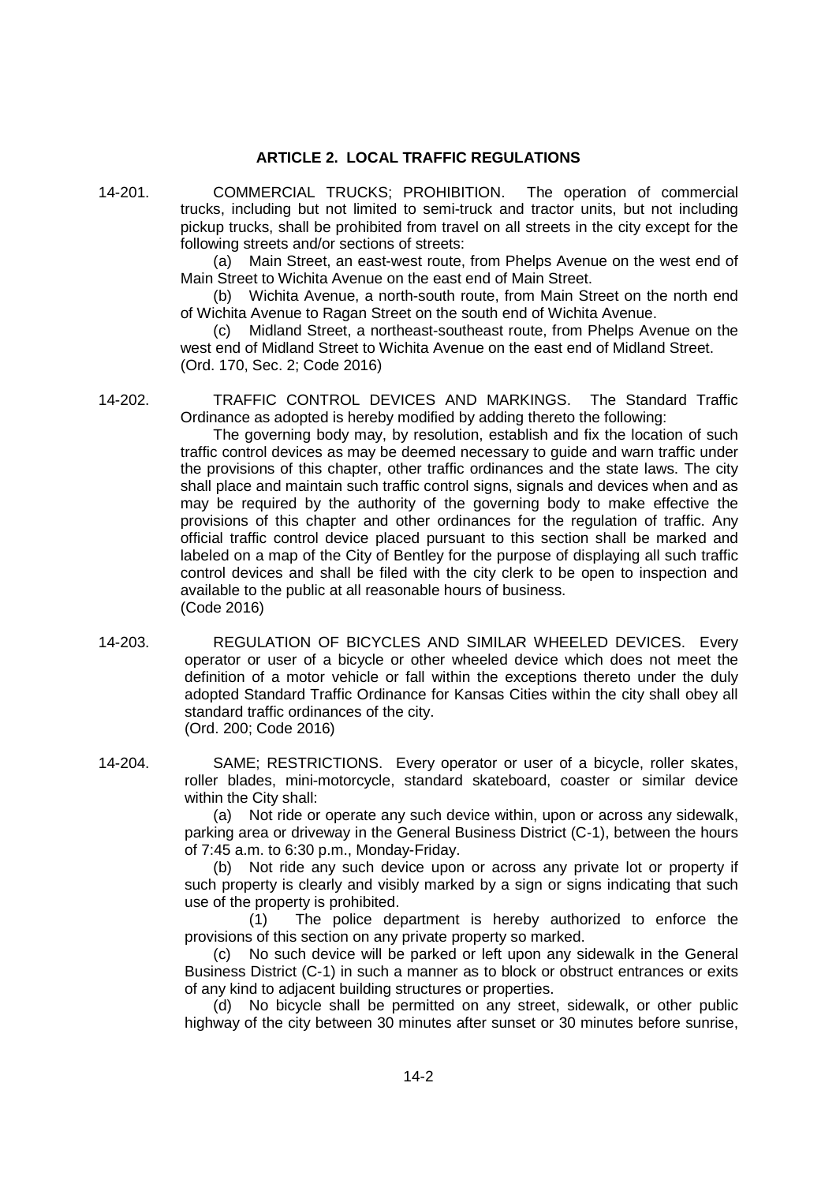## ARTICLE 2. LOCAL TRAFFIC REGULATIONS

14-201. COMMERCIAL TRUCKS; PROHIBITION. The operation of commercial trucks, including but not limited to semi-truck and tractor units, but not including pickup trucks, shall be prohibited from travel on all streets in the city except for the following streets and/or sections of streets:

(a) Main Street, an east-west route, from Phelps Avenue on the west end of Main Street to Wichita Avenue on the east end of Main Street.

(b) Wichita Avenue, a north-south route, from Main Street on the north end of Wichita Avenue to Ragan Street on the south end of Wichita Avenue.

(c) Midland Street, a northeast-southeast route, from Phelps Avenue on the west end of Midland Street to Wichita Avenue on the east end of Midland Street.
(Ord. 170, Sec. 2; Code 2016)

14-202. TRAFFIC CONTROL DEVICES AND MARKINGS. The Standard Traffic Ordinance as adopted is hereby modified by adding thereto the following:

The governing body may, by resolution, establish and fix the location of such traffic control devices as may be deemed necessary to guide and warn traffic under the provisions of this chapter, other traffic ordinances and the state laws. The city shall place and maintain such traffic control signs, signals and devices when and as may be required by the authority of the governing body to make effective the provisions of this chapter and other ordinances for the regulation of traffic. Any official traffic control device placed pursuant to this section shall be marked and labeled on a map of the City of Bentley for the purpose of displaying all such traffic control devices and shall be filed with the city clerk to be open to inspection and available to the public at all reasonable hours of business.
(Code 2016)

14-203. REGULATION OF BICYCLES AND SIMILAR WHEELED DEVICES. Every operator or user of a bicycle or other wheeled device which does not meet the definition of a motor vehicle or fall within the exceptions thereto under the duly adopted Standard Traffic Ordinance for Kansas Cities within the city shall obey all standard traffic ordinances of the city.
(Ord. 200; Code 2016)

14-204. SAME; RESTRICTIONS. Every operator or user of a bicycle, roller skates, roller blades, mini-motorcycle, standard skateboard, coaster or similar device within the City shall:

(a) Not ride or operate any such device within, upon or across any sidewalk, parking area or driveway in the General Business District (C-1), between the hours of 7:45 a.m. to 6:30 p.m., Monday-Friday.

(b) Not ride any such device upon or across any private lot or property if such property is clearly and visibly marked by a sign or signs indicating that such use of the property is prohibited.

(1) The police department is hereby authorized to enforce the provisions of this section on any private property so marked.

(c) No such device will be parked or left upon any sidewalk in the General Business District (C-1) in such a manner as to block or obstruct entrances or exits of any kind to adjacent building structures or properties.

(d) No bicycle shall be permitted on any street, sidewalk, or other public highway of the city between 30 minutes after sunset or 30 minutes before sunrise,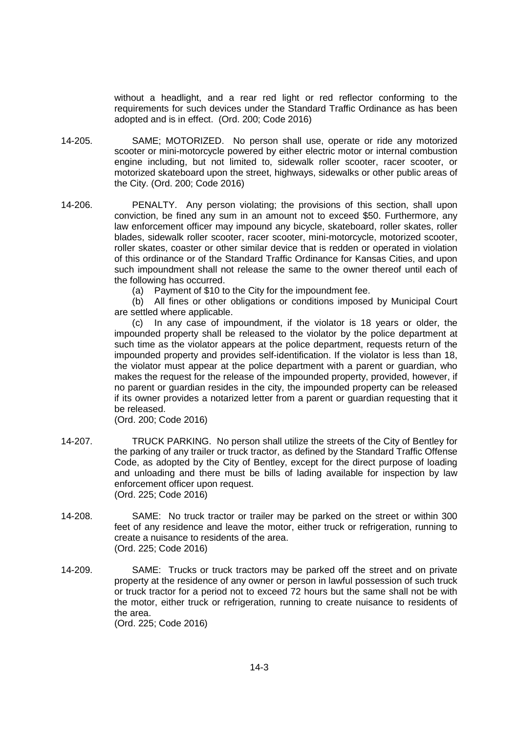without a headlight, and a rear red light or red reflector conforming to the requirements for such devices under the Standard Traffic Ordinance as has been adopted and is in effect. (Ord. 200; Code 2016)

14-205. SAME; MOTORIZED. No person shall use, operate or ride any motorized scooter or mini-motorcycle powered by either electric motor or internal combustion engine including, but not limited to, sidewalk roller scooter, racer scooter, or motorized skateboard upon the street, highways, sidewalks or other public areas of the City. (Ord. 200; Code 2016)

14-206. PENALTY. Any person violating; the provisions of this section, shall upon conviction, be fined any sum in an amount not to exceed $50. Furthermore, any law enforcement officer may impound any bicycle, skateboard, roller skates, roller blades, sidewalk roller scooter, racer scooter, mini-motorcycle, motorized scooter, roller skates, coaster or other similar device that is redden or operated in violation of this ordinance or of the Standard Traffic Ordinance for Kansas Cities, and upon such impoundment shall not release the same to the owner thereof until each of the following has occurred.

(a) Payment of $10 to the City for the impoundment fee.

(b) All fines or other obligations or conditions imposed by Municipal Court are settled where applicable.

(c) In any case of impoundment, if the violator is 18 years or older, the impounded property shall be released to the violator by the police department at such time as the violator appears at the police department, requests return of the impounded property and provides self-identification. If the violator is less than 18, the violator must appear at the police department with a parent or guardian, who makes the request for the release of the impounded property, provided, however, if no parent or guardian resides in the city, the impounded property can be released if its owner provides a notarized letter from a parent or guardian requesting that it be released.

(Ord. 200; Code 2016)

14-207. TRUCK PARKING. No person shall utilize the streets of the City of Bentley for the parking of any trailer or truck tractor, as defined by the Standard Traffic Offense Code, as adopted by the City of Bentley, except for the direct purpose of loading and unloading and there must be bills of lading available for inspection by law enforcement officer upon request.
(Ord. 225; Code 2016)

14-208. SAME: No truck tractor or trailer may be parked on the street or within 300 feet of any residence and leave the motor, either truck or refrigeration, running to create a nuisance to residents of the area.
(Ord. 225; Code 2016)

14-209. SAME: Trucks or truck tractors may be parked off the street and on private property at the residence of any owner or person in lawful possession of such truck or truck tractor for a period not to exceed 72 hours but the same shall not be with the motor, either truck or refrigeration, running to create nuisance to residents of the area.
(Ord. 225; Code 2016)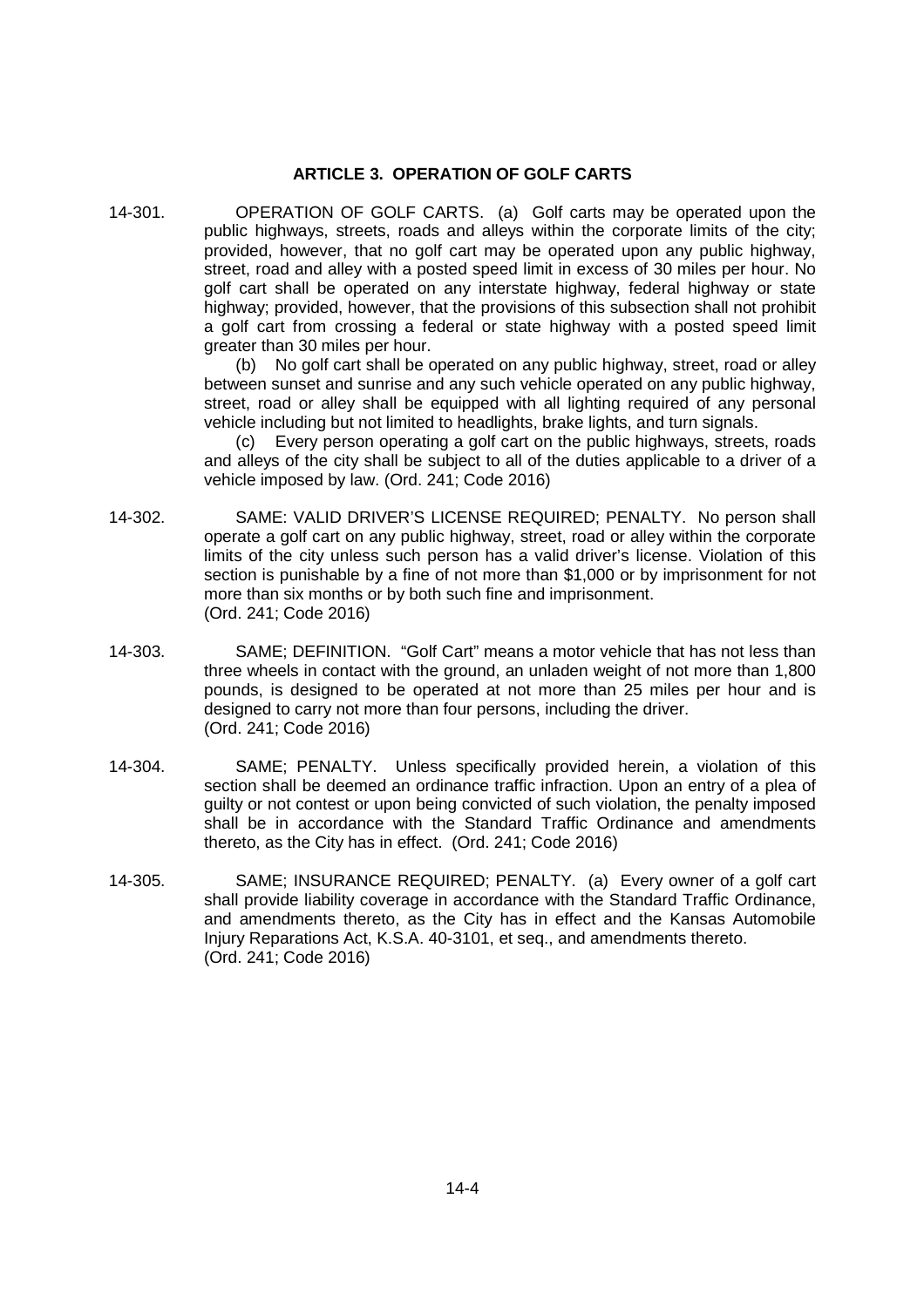## ARTICLE 3. OPERATION OF GOLF CARTS

14-301. OPERATION OF GOLF CARTS. (a) Golf carts may be operated upon the public highways, streets, roads and alleys within the corporate limits of the city; provided, however, that no golf cart may be operated upon any public highway, street, road and alley with a posted speed limit in excess of 30 miles per hour. No golf cart shall be operated on any interstate highway, federal highway or state highway; provided, however, that the provisions of this subsection shall not prohibit a golf cart from crossing a federal or state highway with a posted speed limit greater than 30 miles per hour.

(b) No golf cart shall be operated on any public highway, street, road or alley between sunset and sunrise and any such vehicle operated on any public highway, street, road or alley shall be equipped with all lighting required of any personal vehicle including but not limited to headlights, brake lights, and turn signals.

(c) Every person operating a golf cart on the public highways, streets, roads and alleys of the city shall be subject to all of the duties applicable to a driver of a vehicle imposed by law. (Ord. 241; Code 2016)

14-302. SAME: VALID DRIVER'S LICENSE REQUIRED; PENALTY. No person shall operate a golf cart on any public highway, street, road or alley within the corporate limits of the city unless such person has a valid driver's license. Violation of this section is punishable by a fine of not more than $1,000 or by imprisonment for not more than six months or by both such fine and imprisonment. (Ord. 241; Code 2016)

14-303. SAME; DEFINITION. "Golf Cart" means a motor vehicle that has not less than three wheels in contact with the ground, an unladen weight of not more than 1,800 pounds, is designed to be operated at not more than 25 miles per hour and is designed to carry not more than four persons, including the driver. (Ord. 241; Code 2016)

14-304. SAME; PENALTY. Unless specifically provided herein, a violation of this section shall be deemed an ordinance traffic infraction. Upon an entry of a plea of guilty or not contest or upon being convicted of such violation, the penalty imposed shall be in accordance with the Standard Traffic Ordinance and amendments thereto, as the City has in effect. (Ord. 241; Code 2016)

14-305. SAME; INSURANCE REQUIRED; PENALTY. (a) Every owner of a golf cart shall provide liability coverage in accordance with the Standard Traffic Ordinance, and amendments thereto, as the City has in effect and the Kansas Automobile Injury Reparations Act, K.S.A. 40-3101, et seq., and amendments thereto. (Ord. 241; Code 2016)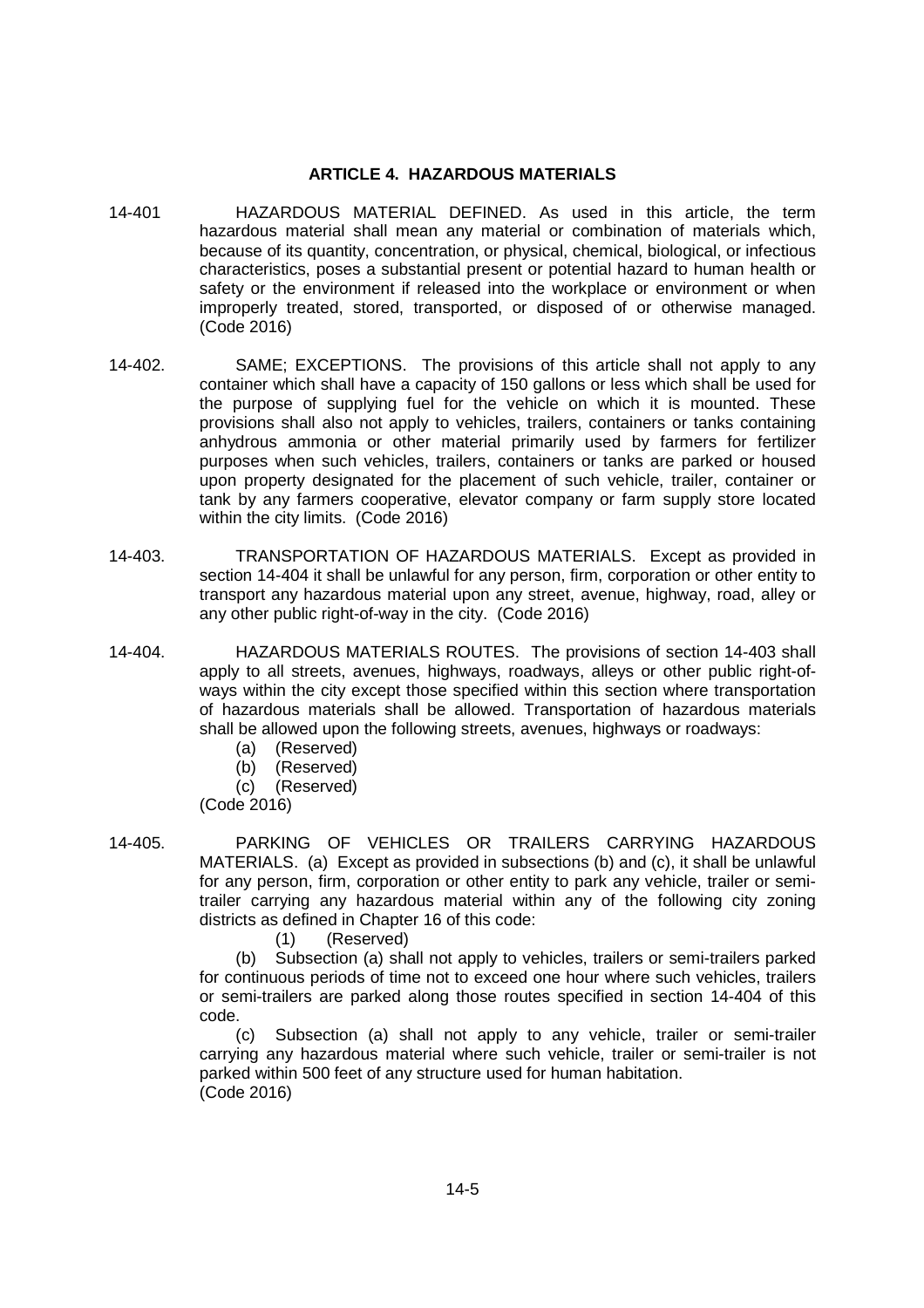## ARTICLE 4. HAZARDOUS MATERIALS

14-401 HAZARDOUS MATERIAL DEFINED. As used in this article, the term hazardous material shall mean any material or combination of materials which, because of its quantity, concentration, or physical, chemical, biological, or infectious characteristics, poses a substantial present or potential hazard to human health or safety or the environment if released into the workplace or environment or when improperly treated, stored, transported, or disposed of or otherwise managed. (Code 2016)

14-402. SAME; EXCEPTIONS. The provisions of this article shall not apply to any container which shall have a capacity of 150 gallons or less which shall be used for the purpose of supplying fuel for the vehicle on which it is mounted. These provisions shall also not apply to vehicles, trailers, containers or tanks containing anhydrous ammonia or other material primarily used by farmers for fertilizer purposes when such vehicles, trailers, containers or tanks are parked or housed upon property designated for the placement of such vehicle, trailer, container or tank by any farmers cooperative, elevator company or farm supply store located within the city limits. (Code 2016)

14-403. TRANSPORTATION OF HAZARDOUS MATERIALS. Except as provided in section 14-404 it shall be unlawful for any person, firm, corporation or other entity to transport any hazardous material upon any street, avenue, highway, road, alley or any other public right-of-way in the city. (Code 2016)

14-404. HAZARDOUS MATERIALS ROUTES. The provisions of section 14-403 shall apply to all streets, avenues, highways, roadways, alleys or other public right-of-ways within the city except those specified within this section where transportation of hazardous materials shall be allowed. Transportation of hazardous materials shall be allowed upon the following streets, avenues, highways or roadways:

(a) (Reserved)
(b) (Reserved)
(c) (Reserved)

(Code 2016)

14-405. PARKING OF VEHICLES OR TRAILERS CARRYING HAZARDOUS MATERIALS. (a) Except as provided in subsections (b) and (c), it shall be unlawful for any person, firm, corporation or other entity to park any vehicle, trailer or semi-trailer carrying any hazardous material within any of the following city zoning districts as defined in Chapter 16 of this code:

(1) (Reserved)

(b) Subsection (a) shall not apply to vehicles, trailers or semi-trailers parked for continuous periods of time not to exceed one hour where such vehicles, trailers or semi-trailers are parked along those routes specified in section 14-404 of this code.

(c) Subsection (a) shall not apply to any vehicle, trailer or semi-trailer carrying any hazardous material where such vehicle, trailer or semi-trailer is not parked within 500 feet of any structure used for human habitation.

(Code 2016)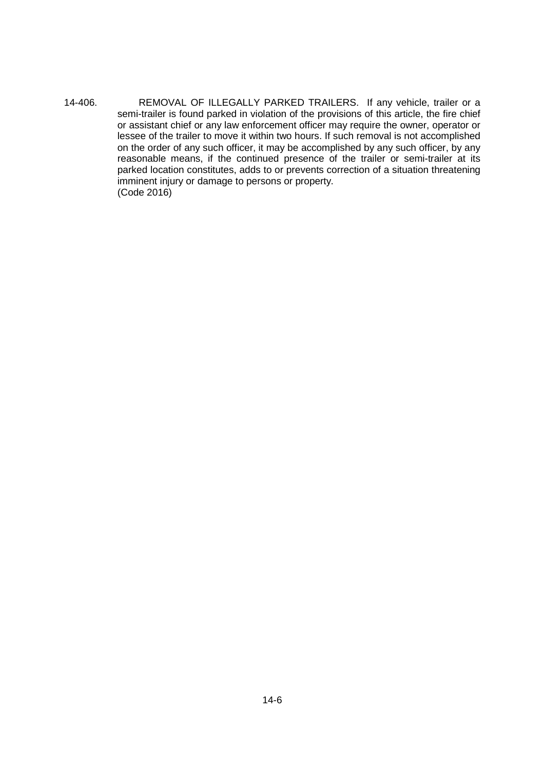14-406. REMOVAL OF ILLEGALLY PARKED TRAILERS. If any vehicle, trailer or a semi-trailer is found parked in violation of the provisions of this article, the fire chief or assistant chief or any law enforcement officer may require the owner, operator or lessee of the trailer to move it within two hours. If such removal is not accomplished on the order of any such officer, it may be accomplished by any such officer, by any reasonable means, if the continued presence of the trailer or semi-trailer at its parked location constitutes, adds to or prevents correction of a situation threatening imminent injury or damage to persons or property.
(Code 2016)